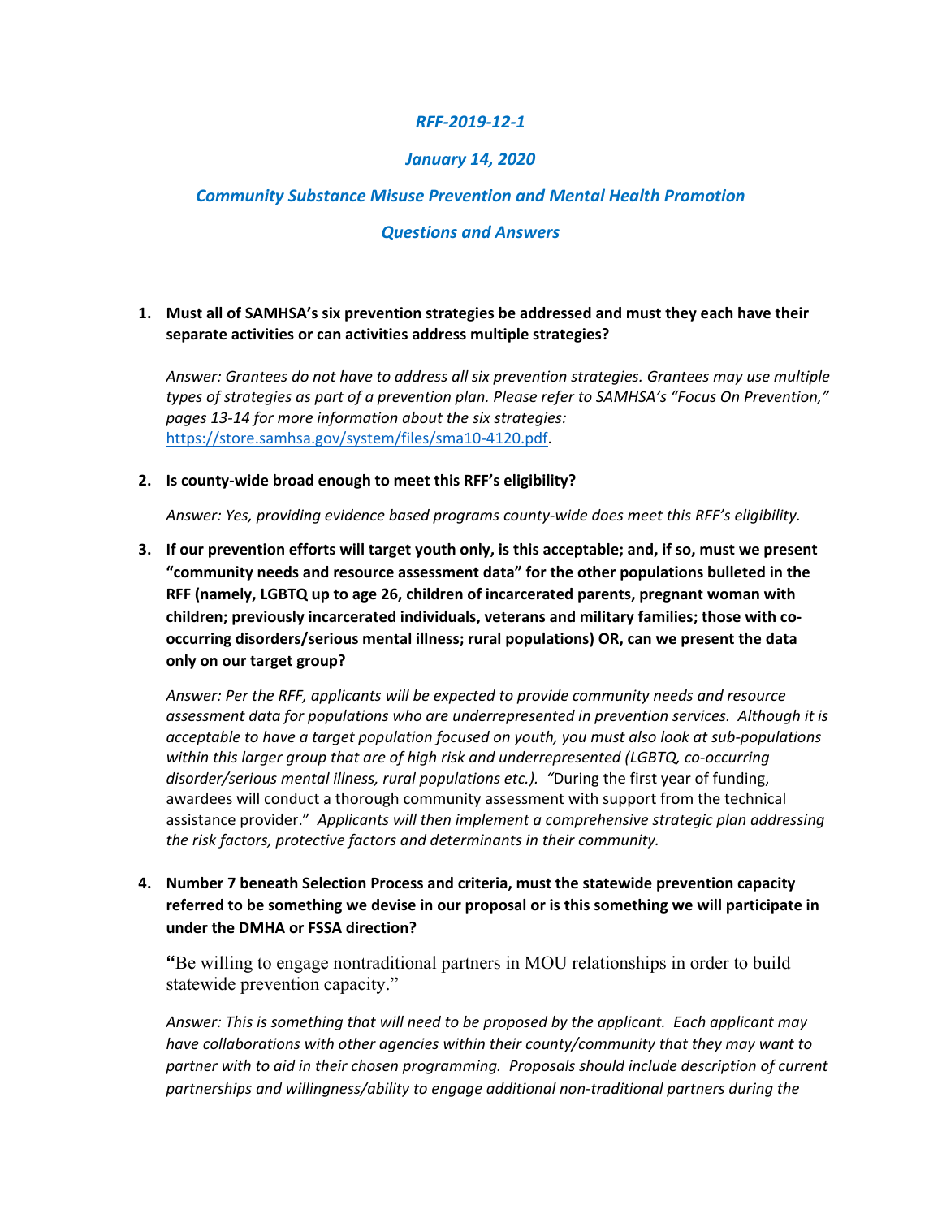***RFF-2019-12-1***

***January 14, 2020***

***Community Substance Misuse Prevention and Mental Health Promotion***

***Questions and Answers***

1. **Must all of SAMHSA's six prevention strategies be addressed and must they each have their separate activities or can activities address multiple strategies?**

   *Answer: Grantees do not have to address all six prevention strategies. Grantees may use multiple types of strategies as part of a prevention plan. Please refer to SAMHSA's "Focus On Prevention," pages 13-14 for more information about the six strategies:* https://store.samhsa.gov/system/files/sma10-4120.pdf.

2. **Is county-wide broad enough to meet this RFF's eligibility?**

   *Answer: Yes, providing evidence based programs county-wide does meet this RFF's eligibility.*

3. **If our prevention efforts will target youth only, is this acceptable; and, if so, must we present "community needs and resource assessment data" for the other populations bulleted in the RFF (namely, LGBTQ up to age 26, children of incarcerated parents, pregnant woman with children; previously incarcerated individuals, veterans and military families; those with co-occurring disorders/serious mental illness; rural populations) OR, can we present the data only on our target group?**

   *Answer: Per the RFF, applicants will be expected to provide community needs and resource assessment data for populations who are underrepresented in prevention services. Although it is acceptable to have a target population focused on youth, you must also look at sub-populations within this larger group that are of high risk and underrepresented (LGBTQ, co-occurring disorder/serious mental illness, rural populations etc.). "*During the first year of funding, awardees will conduct a thorough community assessment with support from the technical assistance provider." *Applicants will then implement a comprehensive strategic plan addressing the risk factors, protective factors and determinants in their community.*

4. **Number 7 beneath Selection Process and criteria, must the statewide prevention capacity referred to be something we devise in our proposal or is this something we will participate in under the DMHA or FSSA direction?**

   **"**Be willing to engage nontraditional partners in MOU relationships in order to build statewide prevention capacity."

   *Answer: This is something that will need to be proposed by the applicant. Each applicant may have collaborations with other agencies within their county/community that they may want to partner with to aid in their chosen programming. Proposals should include description of current partnerships and willingness/ability to engage additional non-traditional partners during the*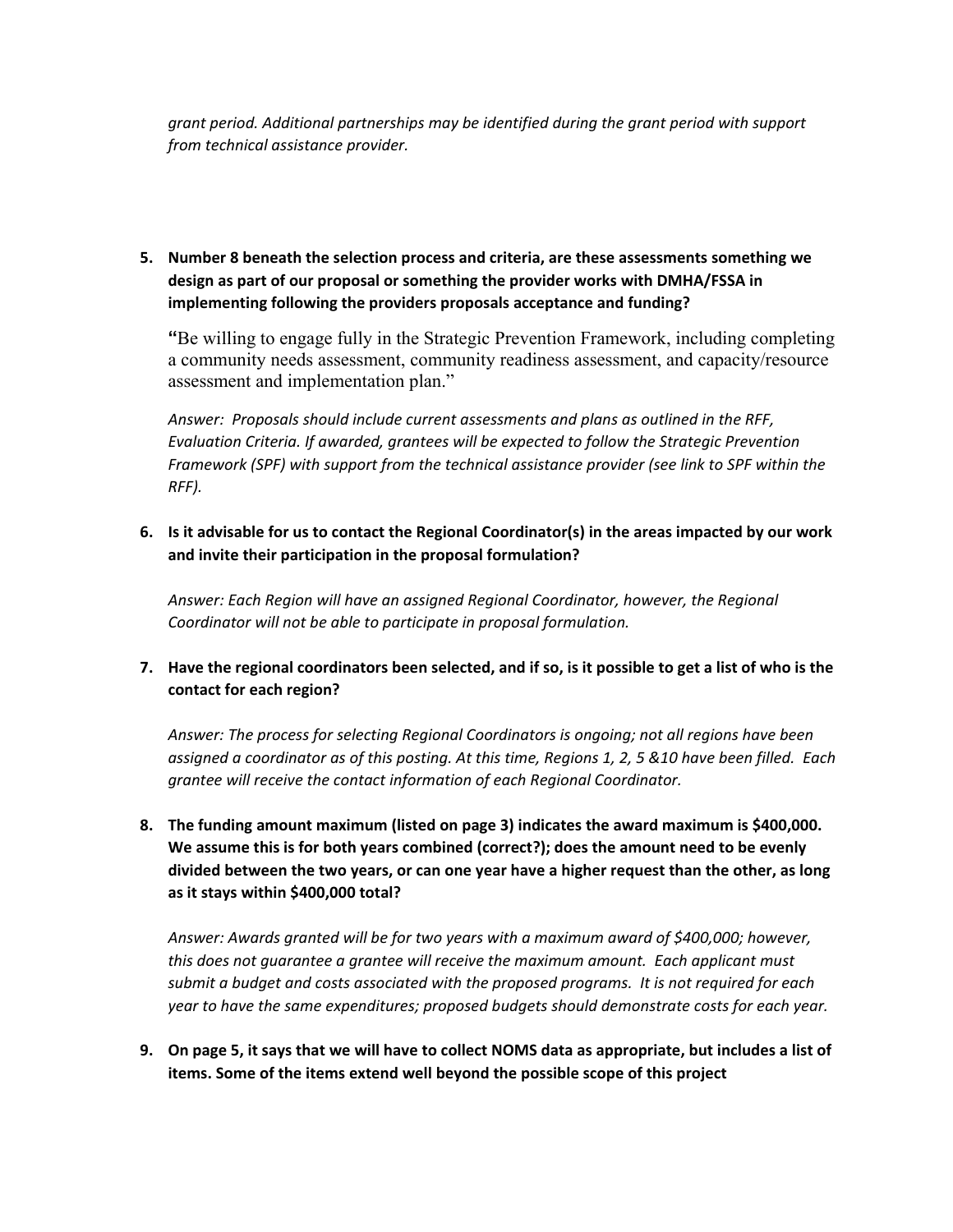*grant period. Additional partnerships may be identified during the grant period with support from technical assistance provider.*

5. **Number 8 beneath the selection process and criteria, are these assessments something we design as part of our proposal or something the provider works with DMHA/FSSA in implementing following the providers proposals acceptance and funding?**

   "Be willing to engage fully in the Strategic Prevention Framework, including completing a community needs assessment, community readiness assessment, and capacity/resource assessment and implementation plan."

   *Answer: Proposals should include current assessments and plans as outlined in the RFF, Evaluation Criteria. If awarded, grantees will be expected to follow the Strategic Prevention Framework (SPF) with support from the technical assistance provider (see link to SPF within the RFF).*

6. **Is it advisable for us to contact the Regional Coordinator(s) in the areas impacted by our work and invite their participation in the proposal formulation?**

   *Answer: Each Region will have an assigned Regional Coordinator, however, the Regional Coordinator will not be able to participate in proposal formulation.*

7. **Have the regional coordinators been selected, and if so, is it possible to get a list of who is the contact for each region?**

   *Answer: The process for selecting Regional Coordinators is ongoing; not all regions have been assigned a coordinator as of this posting. At this time, Regions 1, 2, 5 &10 have been filled. Each grantee will receive the contact information of each Regional Coordinator.*

8. **The funding amount maximum (listed on page 3) indicates the award maximum is $400,000. We assume this is for both years combined (correct?); does the amount need to be evenly divided between the two years, or can one year have a higher request than the other, as long as it stays within $400,000 total?**

   *Answer: Awards granted will be for two years with a maximum award of $400,000; however, this does not guarantee a grantee will receive the maximum amount. Each applicant must submit a budget and costs associated with the proposed programs. It is not required for each year to have the same expenditures; proposed budgets should demonstrate costs for each year.*

9. **On page 5, it says that we will have to collect NOMS data as appropriate, but includes a list of items. Some of the items extend well beyond the possible scope of this project**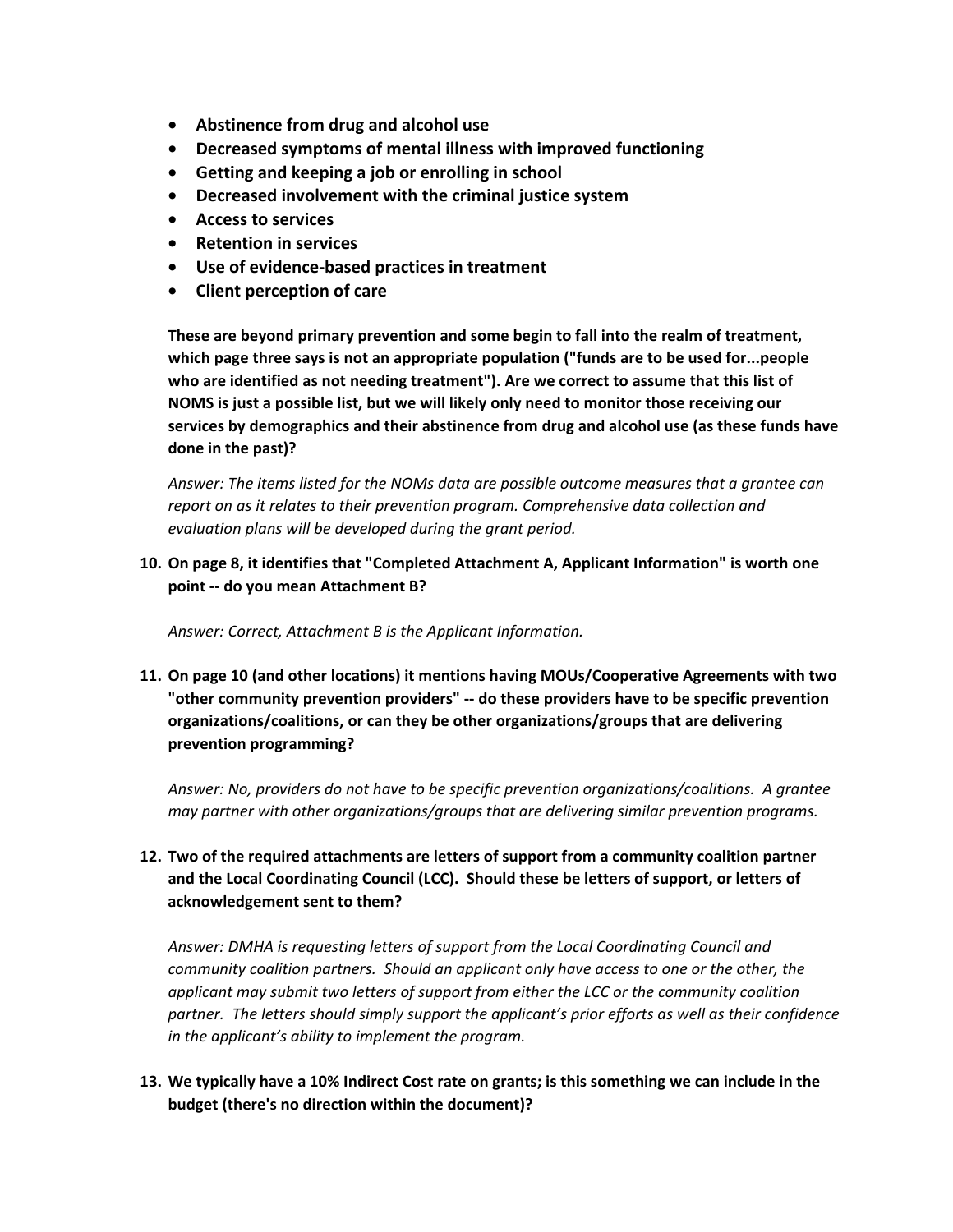- **Abstinence from drug and alcohol use**
- **Decreased symptoms of mental illness with improved functioning**
- **Getting and keeping a job or enrolling in school**
- **Decreased involvement with the criminal justice system**
- **Access to services**
- **Retention in services**
- **Use of evidence-based practices in treatment**
- **Client perception of care**

**These are beyond primary prevention and some begin to fall into the realm of treatment, which page three says is not an appropriate population ("funds are to be used for...people who are identified as not needing treatment"). Are we correct to assume that this list of NOMS is just a possible list, but we will likely only need to monitor those receiving our services by demographics and their abstinence from drug and alcohol use (as these funds have done in the past)?**

*Answer: The items listed for the NOMs data are possible outcome measures that a grantee can report on as it relates to their prevention program. Comprehensive data collection and evaluation plans will be developed during the grant period.*

10. **On page 8, it identifies that "Completed Attachment A, Applicant Information" is worth one point -- do you mean Attachment B?**

    *Answer: Correct, Attachment B is the Applicant Information.*

11. **On page 10 (and other locations) it mentions having MOUs/Cooperative Agreements with two "other community prevention providers" -- do these providers have to be specific prevention organizations/coalitions, or can they be other organizations/groups that are delivering prevention programming?**

    *Answer: No, providers do not have to be specific prevention organizations/coalitions. A grantee may partner with other organizations/groups that are delivering similar prevention programs.*

12. **Two of the required attachments are letters of support from a community coalition partner and the Local Coordinating Council (LCC). Should these be letters of support, or letters of acknowledgement sent to them?**

    *Answer: DMHA is requesting letters of support from the Local Coordinating Council and community coalition partners. Should an applicant only have access to one or the other, the applicant may submit two letters of support from either the LCC or the community coalition partner. The letters should simply support the applicant's prior efforts as well as their confidence in the applicant's ability to implement the program.*

13. **We typically have a 10% Indirect Cost rate on grants; is this something we can include in the budget (there's no direction within the document)?**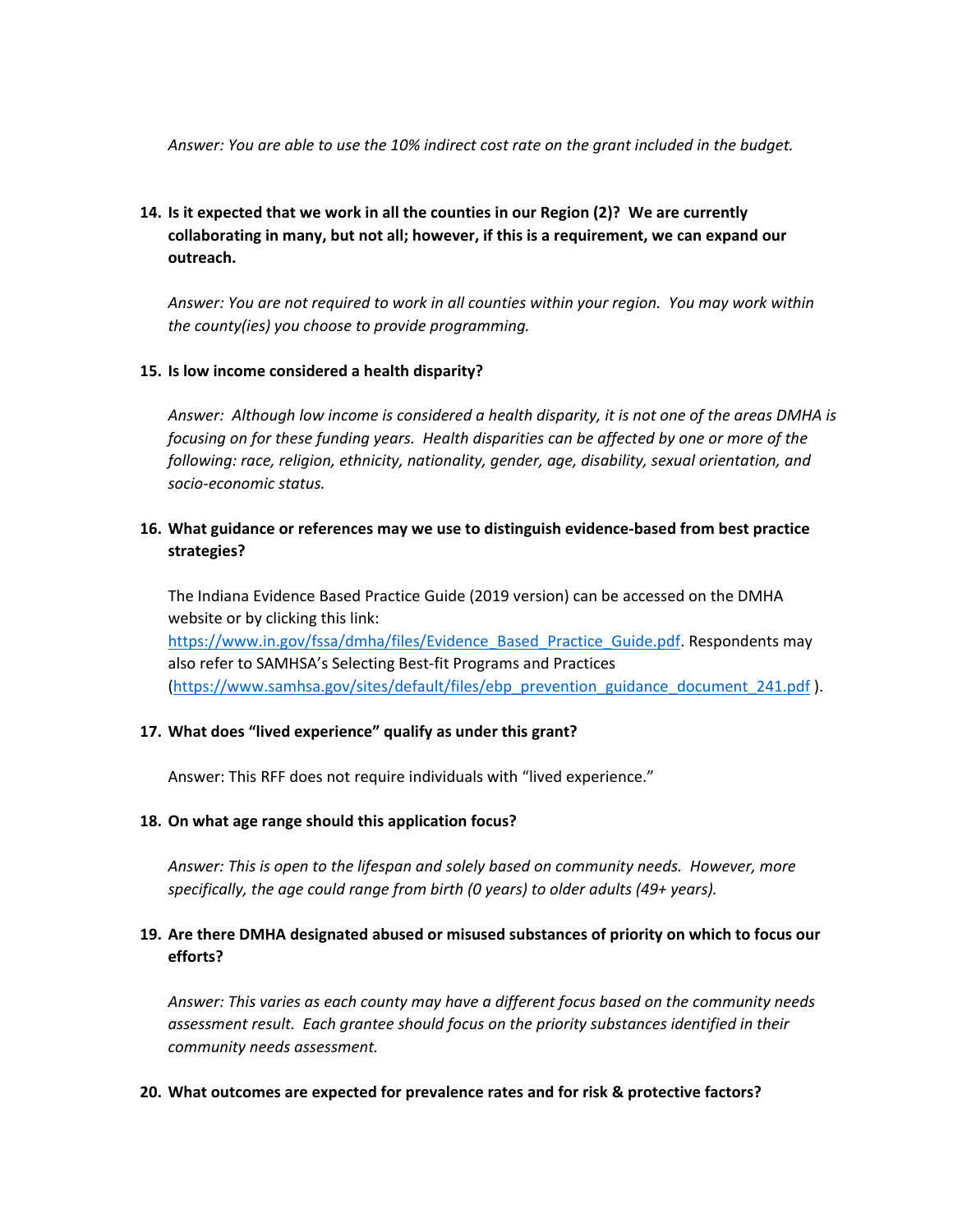*Answer: You are able to use the 10% indirect cost rate on the grant included in the budget.*

14. **Is it expected that we work in all the counties in our Region (2)? We are currently collaborating in many, but not all; however, if this is a requirement, we can expand our outreach.**

    *Answer: You are not required to work in all counties within your region. You may work within the county(ies) you choose to provide programming.*

15. **Is low income considered a health disparity?**

    *Answer: Although low income is considered a health disparity, it is not one of the areas DMHA is focusing on for these funding years. Health disparities can be affected by one or more of the following: race, religion, ethnicity, nationality, gender, age, disability, sexual orientation, and socio-economic status.*

16. **What guidance or references may we use to distinguish evidence-based from best practice strategies?**

    The Indiana Evidence Based Practice Guide (2019 version) can be accessed on the DMHA website or by clicking this link: [https://www.in.gov/fssa/dmha/files/Evidence_Based_Practice_Guide.pdf](https://www.in.gov/fssa/dmha/files/Evidence_Based_Practice_Guide.pdf). Respondents may also refer to SAMHSA's Selecting Best-fit Programs and Practices ([https://www.samhsa.gov/sites/default/files/ebp_prevention_guidance_document_241.pdf](https://www.samhsa.gov/sites/default/files/ebp_prevention_guidance_document_241.pdf) ).

17. **What does "lived experience" qualify as under this grant?**

    Answer: This RFF does not require individuals with "lived experience."

18. **On what age range should this application focus?**

    *Answer: This is open to the lifespan and solely based on community needs. However, more specifically, the age could range from birth (0 years) to older adults (49+ years).*

19. **Are there DMHA designated abused or misused substances of priority on which to focus our efforts?**

    *Answer: This varies as each county may have a different focus based on the community needs assessment result. Each grantee should focus on the priority substances identified in their community needs assessment.*

20. **What outcomes are expected for prevalence rates and for risk & protective factors?**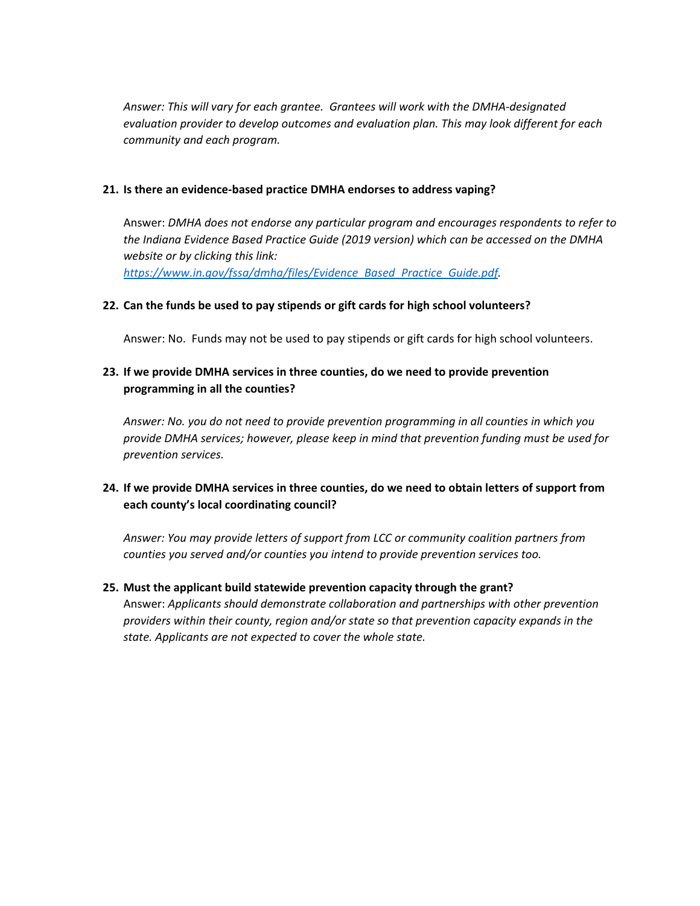*Answer: This will vary for each grantee. Grantees will work with the DMHA-designated evaluation provider to develop outcomes and evaluation plan. This may look different for each community and each program.*

**21. Is there an evidence-based practice DMHA endorses to address vaping?**

Answer: *DMHA does not endorse any particular program and encourages respondents to refer to the Indiana Evidence Based Practice Guide (2019 version) which can be accessed on the DMHA website or by clicking this link: [https://www.in.gov/fssa/dmha/files/Evidence_Based_Practice_Guide.pdf](https://www.in.gov/fssa/dmha/files/Evidence_Based_Practice_Guide.pdf).*

**22. Can the funds be used to pay stipends or gift cards for high school volunteers?**

Answer: No. Funds may not be used to pay stipends or gift cards for high school volunteers.

**23. If we provide DMHA services in three counties, do we need to provide prevention programming in all the counties?**

*Answer: No. you do not need to provide prevention programming in all counties in which you provide DMHA services; however, please keep in mind that prevention funding must be used for prevention services.*

**24. If we provide DMHA services in three counties, do we need to obtain letters of support from each county's local coordinating council?**

*Answer: You may provide letters of support from LCC or community coalition partners from counties you served and/or counties you intend to provide prevention services too.*

**25. Must the applicant build statewide prevention capacity through the grant?**

Answer: *Applicants should demonstrate collaboration and partnerships with other prevention providers within their county, region and/or state so that prevention capacity expands in the state. Applicants are not expected to cover the whole state.*